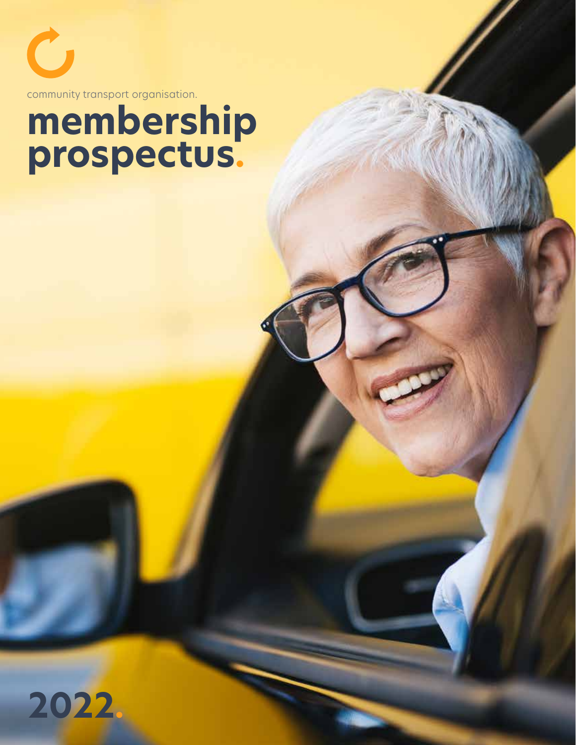community transport organisation.

# membership prospectus.

2022.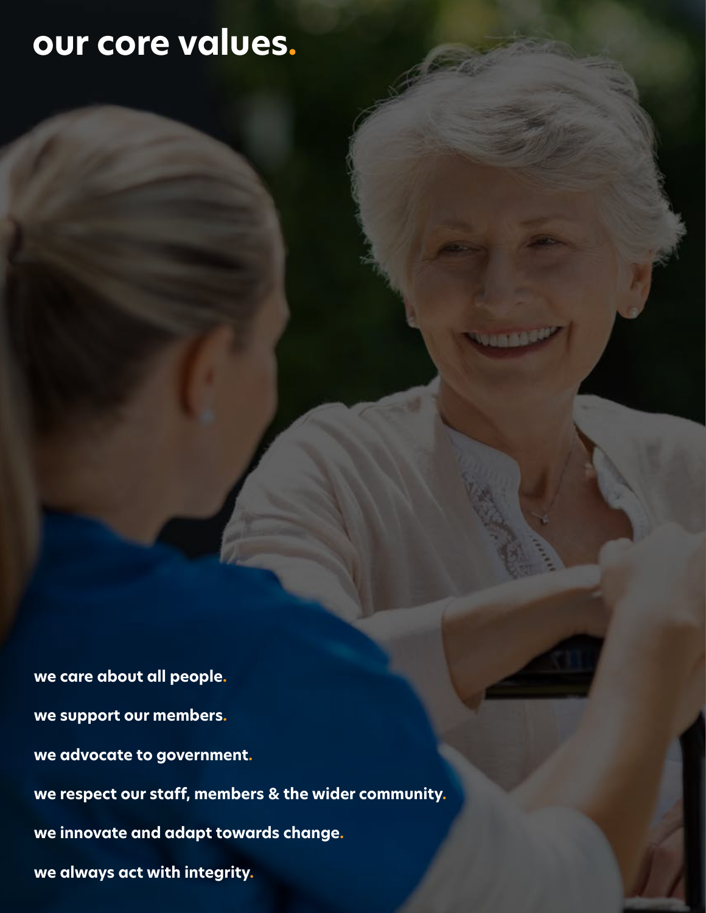# our core values.

**we care about all people.**

**we support our members.**

**we advocate to government.**

**we respect our staff, members & the wider community.**

**we innovate and adapt towards change.**

**we always act with integrity.**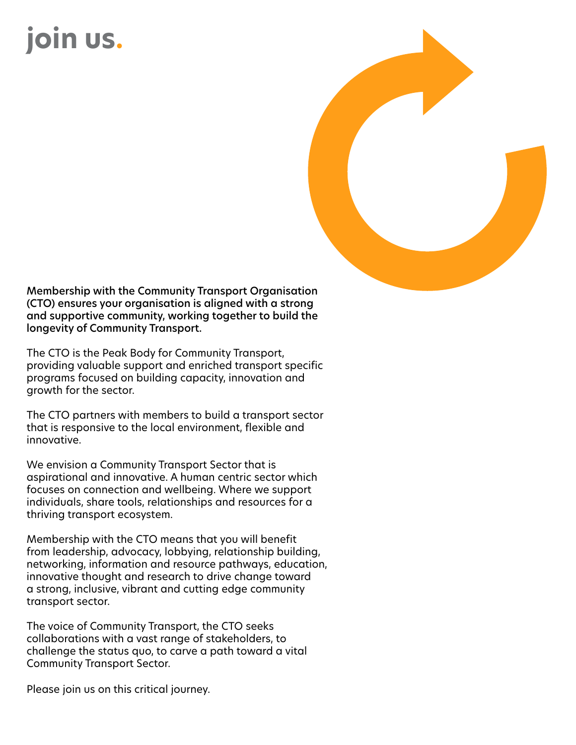# join us.

**Membership with the Community Transport Organisation (CTO) ensures your organisation is aligned with a strong and supportive community, working together to build the longevity of Community Transport.**

The CTO is the Peak Body for Community Transport, providing valuable support and enriched transport specific programs focused on building capacity, innovation and growth for the sector.

The CTO partners with members to build a transport sector that is responsive to the local environment, flexible and innovative.

We envision a Community Transport Sector that is aspirational and innovative. A human centric sector which focuses on connection and wellbeing. Where we support individuals, share tools, relationships and resources for a thriving transport ecosystem.

Membership with the CTO means that you will benefit from leadership, advocacy, lobbying, relationship building, networking, information and resource pathways, education, innovative thought and research to drive change toward a strong, inclusive, vibrant and cutting edge community transport sector.

The voice of Community Transport, the CTO seeks collaborations with a vast range of stakeholders, to challenge the status quo, to carve a path toward a vital Community Transport Sector.

Please join us on this critical journey.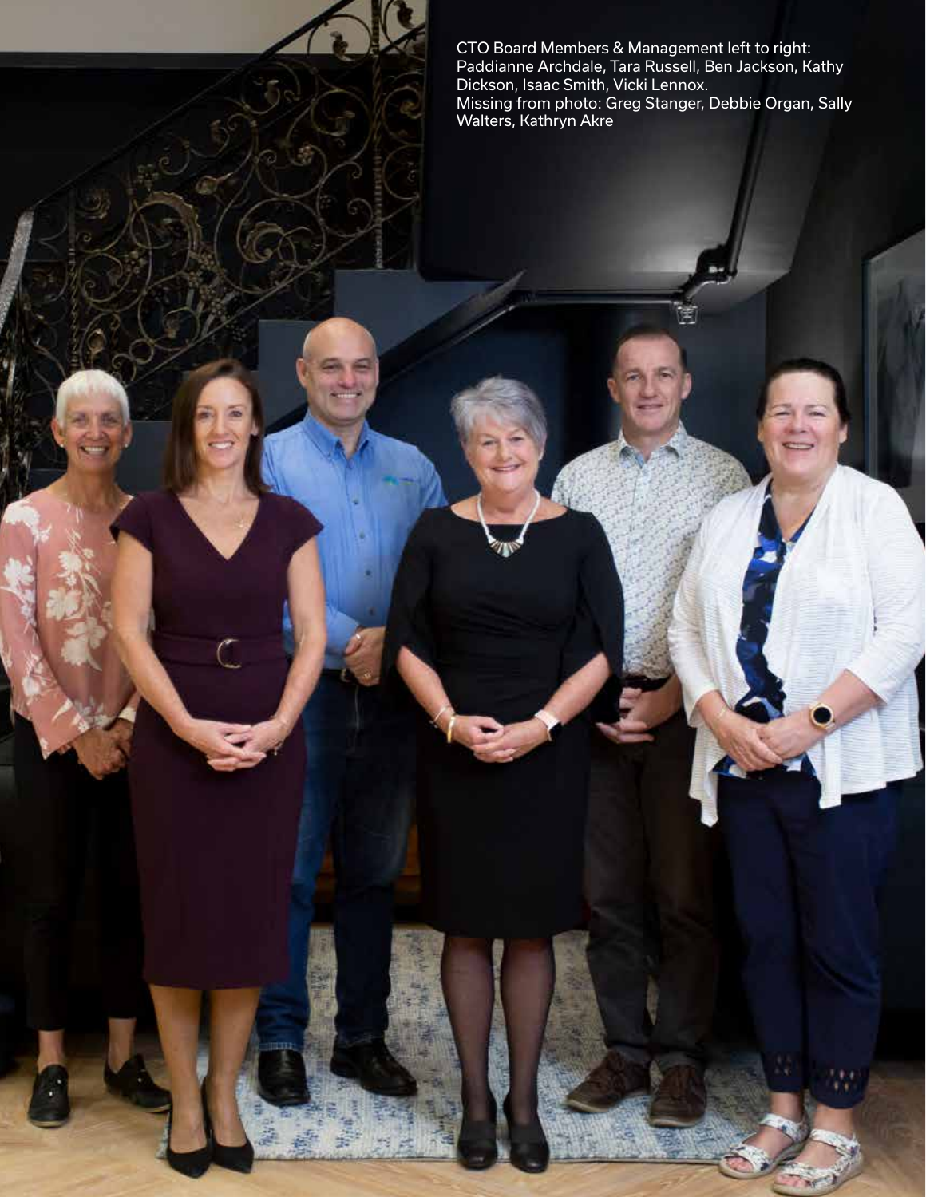CTO Board Members & Management left to right: Paddianne Archdale, Tara Russell, Ben Jackson, Kathy Dickson, Isaac Smith, Vicki Lennox.
Missing from photo: Greg Stanger, Debbie Organ, Sally Walters, Kathryn Akre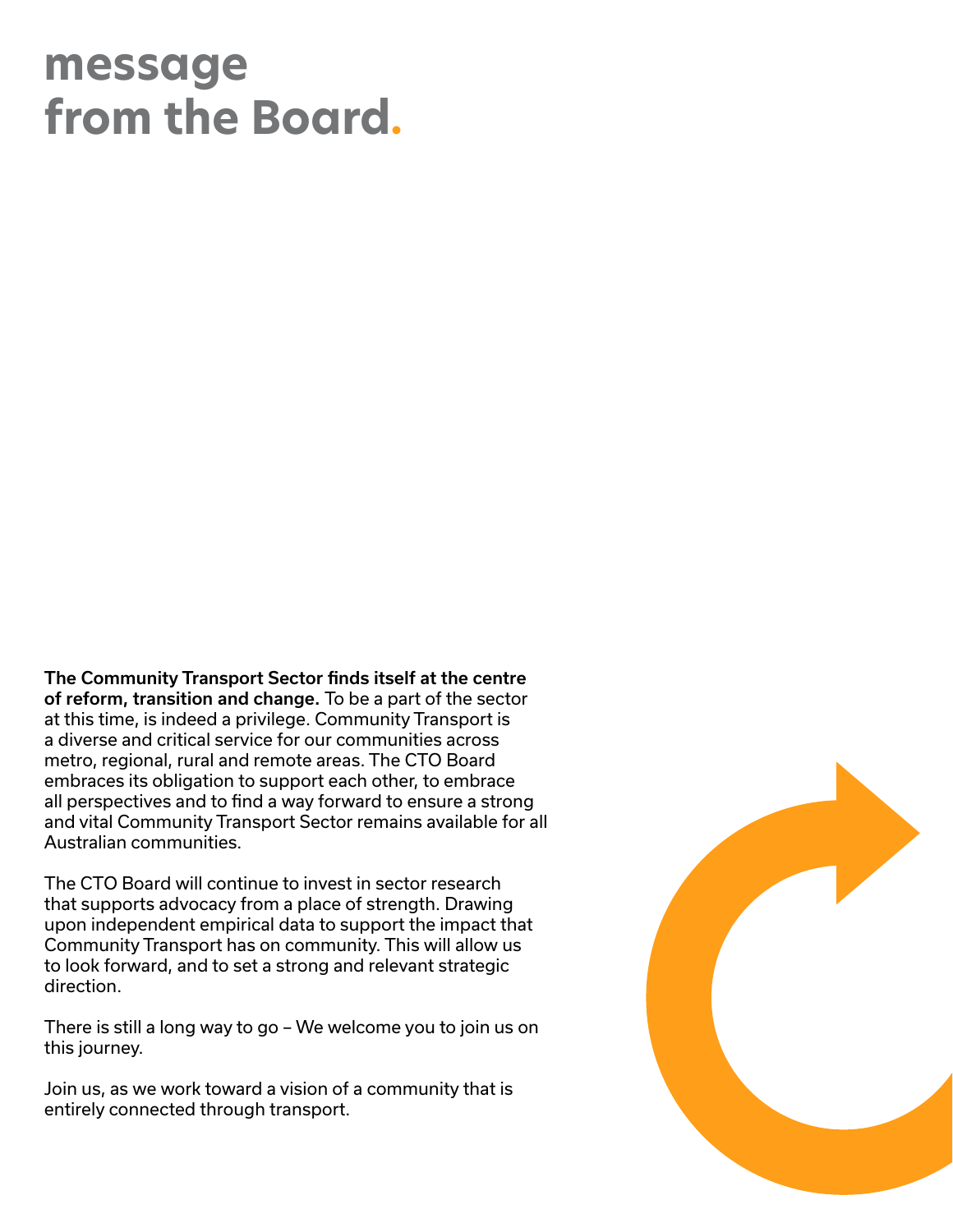# message from the Board.

**The Community Transport Sector finds itself at the centre of reform, transition and change.** To be a part of the sector at this time, is indeed a privilege. Community Transport is a diverse and critical service for our communities across metro, regional, rural and remote areas. The CTO Board embraces its obligation to support each other, to embrace all perspectives and to find a way forward to ensure a strong and vital Community Transport Sector remains available for all Australian communities.

The CTO Board will continue to invest in sector research that supports advocacy from a place of strength. Drawing upon independent empirical data to support the impact that Community Transport has on community. This will allow us to look forward, and to set a strong and relevant strategic direction.

There is still a long way to go – We welcome you to join us on this journey.

Join us, as we work toward a vision of a community that is entirely connected through transport.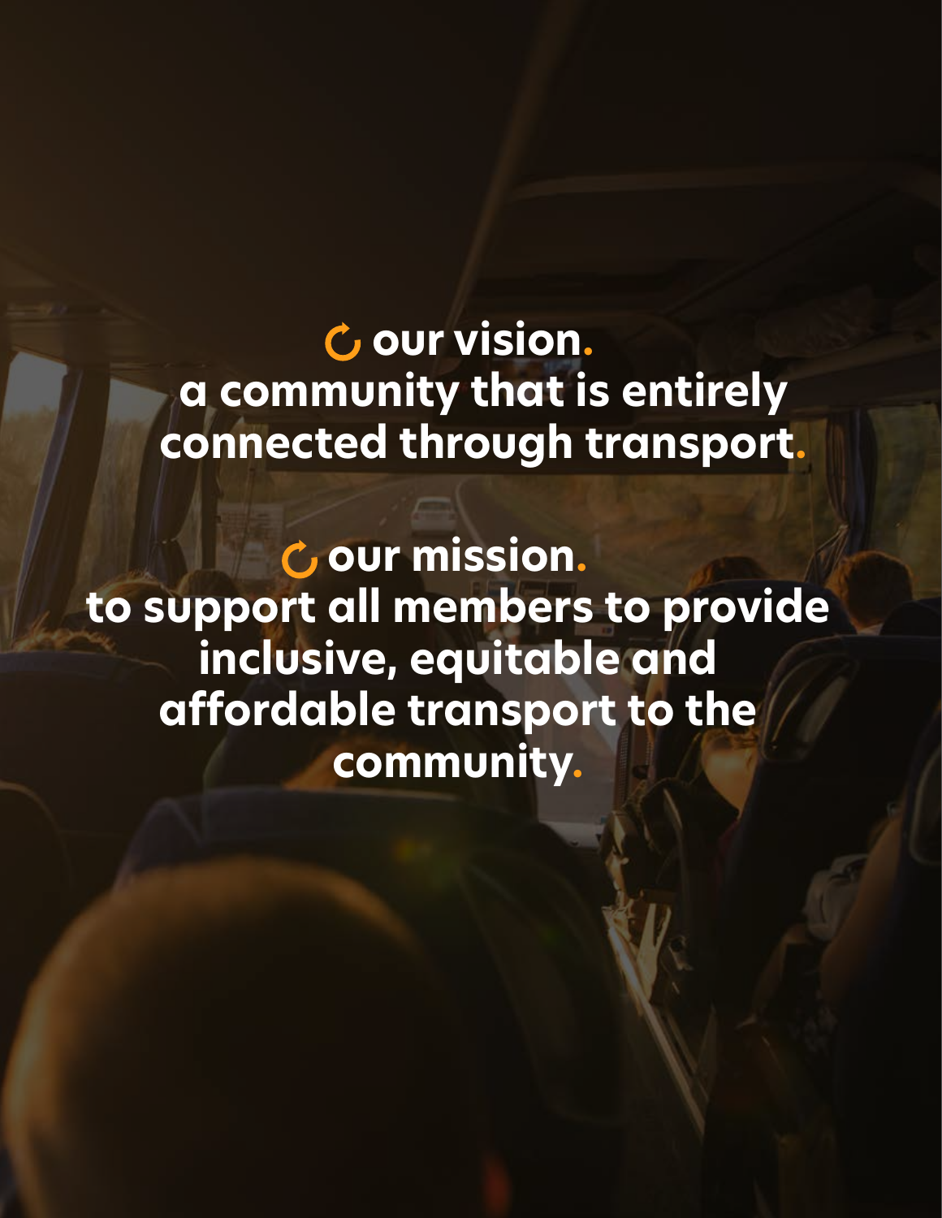## our vision.

a community that is entirely connected through transport.

## our mission.

to support all members to provide inclusive, equitable and affordable transport to the community.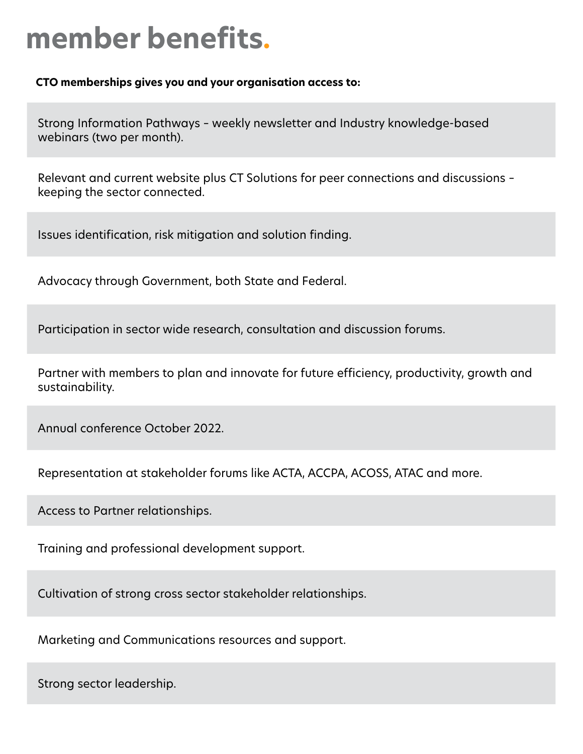# member benefits.

**CTO memberships gives you and your organisation access to:**

- Strong Information Pathways - weekly newsletter and Industry knowledge-based webinars (two per month).
- Relevant and current website plus CT Solutions for peer connections and discussions - keeping the sector connected.
- Issues identification, risk mitigation and solution finding.
- Advocacy through Government, both State and Federal.
- Participation in sector wide research, consultation and discussion forums.
- Partner with members to plan and innovate for future efficiency, productivity, growth and sustainability.
- Annual conference October 2022.
- Representation at stakeholder forums like ACTA, ACCPA, ACOSS, ATAC and more.
- Access to Partner relationships.
- Training and professional development support.
- Cultivation of strong cross sector stakeholder relationships.
- Marketing and Communications resources and support.
- Strong sector leadership.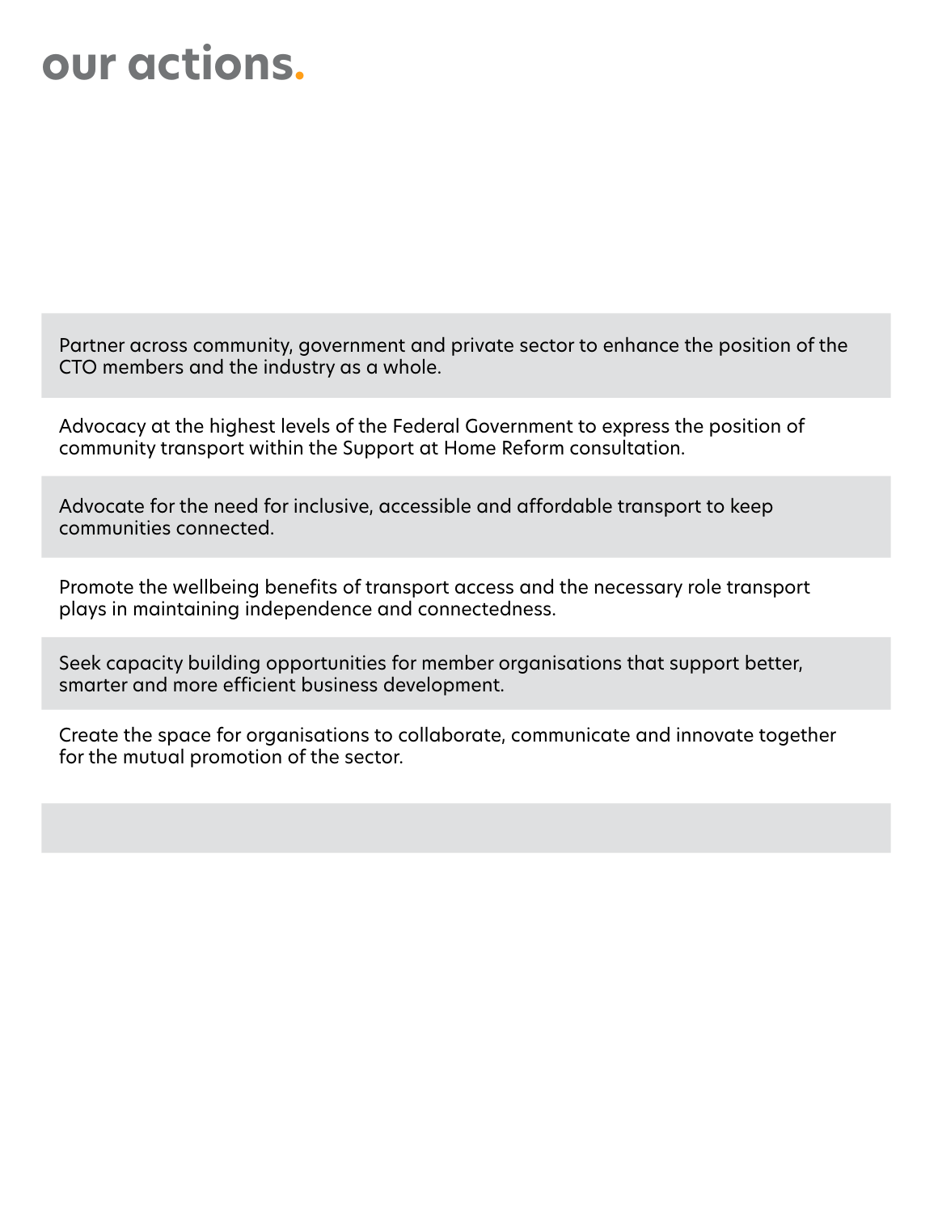# our actions.

Partner across community, government and private sector to enhance the position of the CTO members and the industry as a whole.

Advocacy at the highest levels of the Federal Government to express the position of community transport within the Support at Home Reform consultation.

Advocate for the need for inclusive, accessible and affordable transport to keep communities connected.

Promote the wellbeing benefits of transport access and the necessary role transport plays in maintaining independence and connectedness.

Seek capacity building opportunities for member organisations that support better, smarter and more efficient business development.

Create the space for organisations to collaborate, communicate and innovate together for the mutual promotion of the sector.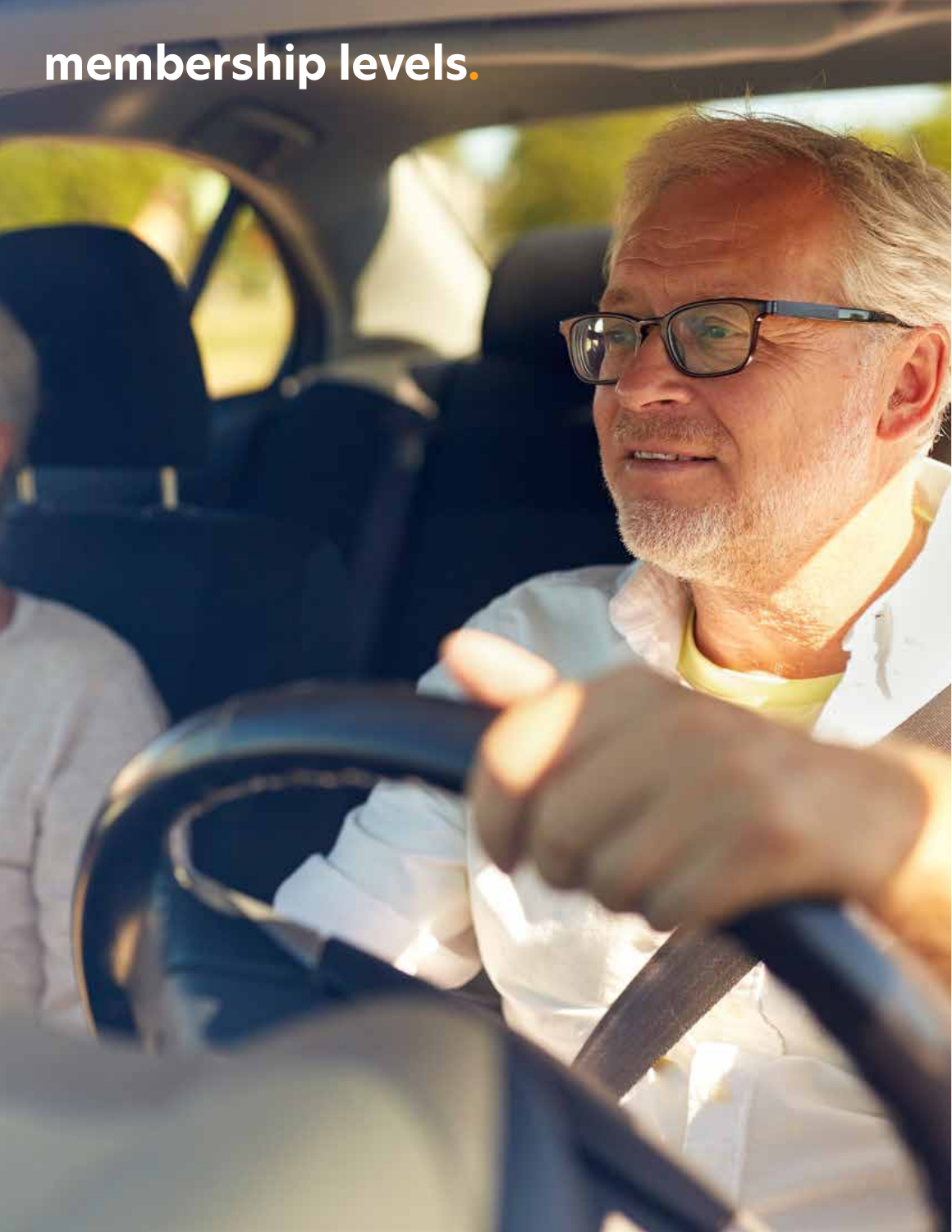# membership levels.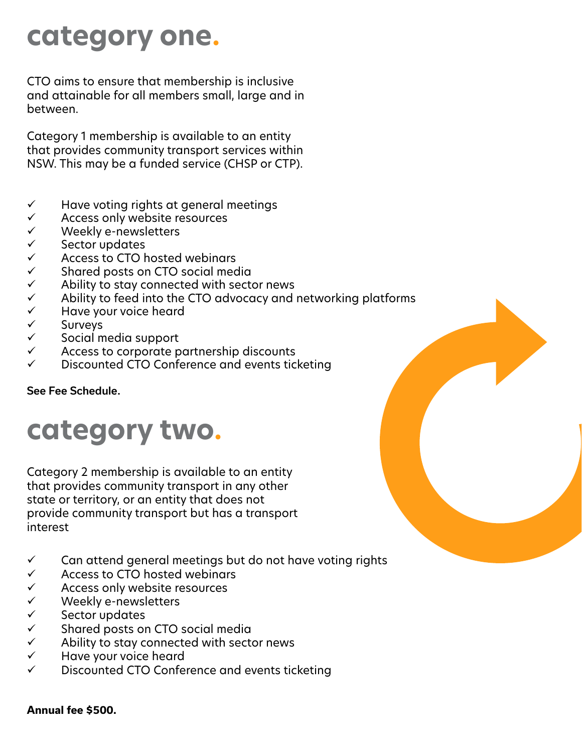# category one.

CTO aims to ensure that membership is inclusive and attainable for all members small, large and in between.

Category 1 membership is available to an entity that provides community transport services within NSW. This may be a funded service (CHSP or CTP).

- ✓ Have voting rights at general meetings
- ✓ Access only website resources
- ✓ Weekly e-newsletters
- ✓ Sector updates
- ✓ Access to CTO hosted webinars
- ✓ Shared posts on CTO social media
- ✓ Ability to stay connected with sector news
- ✓ Ability to feed into the CTO advocacy and networking platforms
- ✓ Have your voice heard
- ✓ Surveys
- ✓ Social media support
- ✓ Access to corporate partnership discounts
- ✓ Discounted CTO Conference and events ticketing

**See Fee Schedule.**

# category two.

Category 2 membership is available to an entity that provides community transport in any other state or territory, or an entity that does not provide community transport but has a transport interest

- ✓ Can attend general meetings but do not have voting rights
- ✓ Access to CTO hosted webinars
- ✓ Access only website resources
- ✓ Weekly e-newsletters
- ✓ Sector updates
- ✓ Shared posts on CTO social media
- ✓ Ability to stay connected with sector news
- ✓ Have your voice heard
- ✓ Discounted CTO Conference and events ticketing

**Annual fee $500.**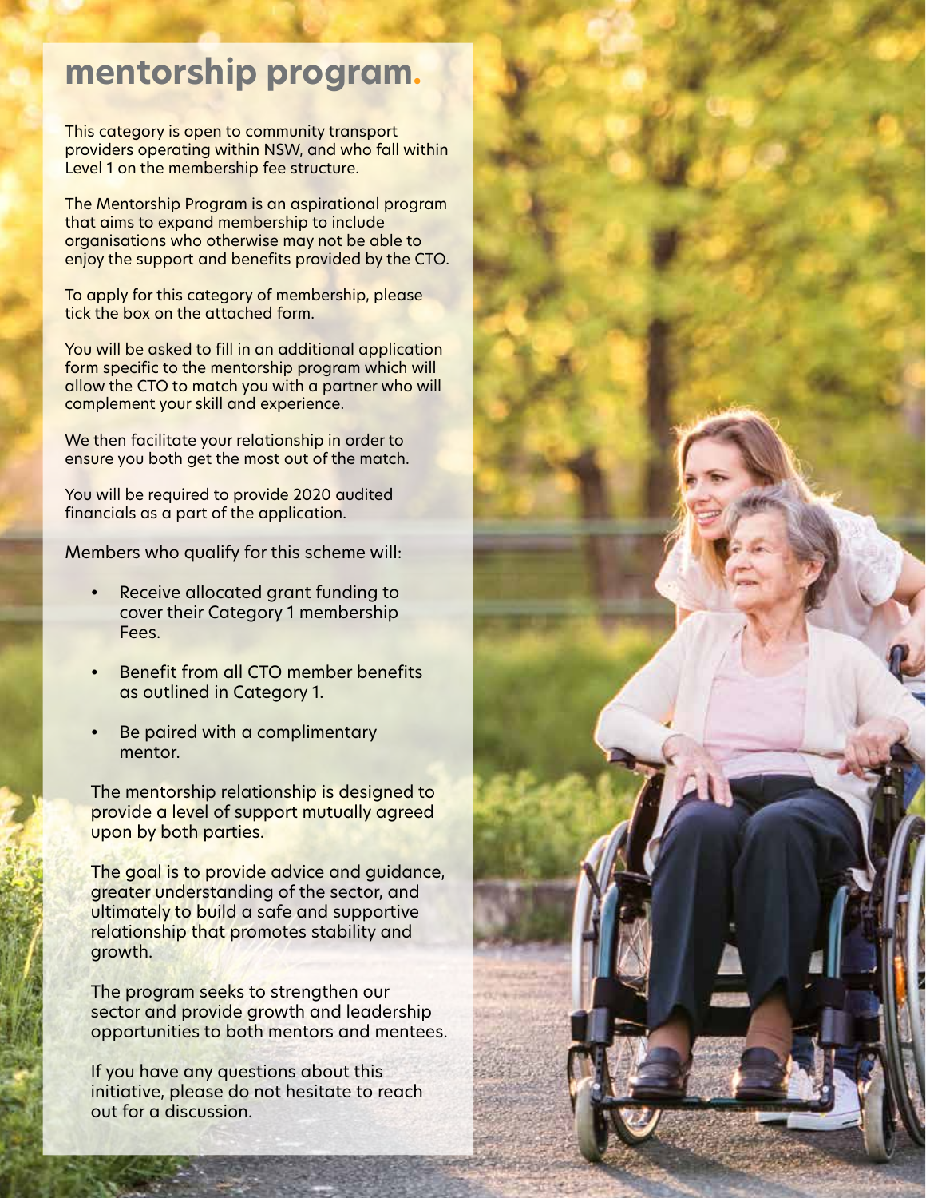# mentorship program.

This category is open to community transport providers operating within NSW, and who fall within Level 1 on the membership fee structure.

The Mentorship Program is an aspirational program that aims to expand membership to include organisations who otherwise may not be able to enjoy the support and benefits provided by the CTO.

To apply for this category of membership, please tick the box on the attached form.

You will be asked to fill in an additional application form specific to the mentorship program which will allow the CTO to match you with a partner who will complement your skill and experience.

We then facilitate your relationship in order to ensure you both get the most out of the match.

You will be required to provide 2020 audited financials as a part of the application.

Members who qualify for this scheme will:

- Receive allocated grant funding to cover their Category 1 membership Fees.
- Benefit from all CTO member benefits as outlined in Category 1.
- Be paired with a complimentary mentor.

The mentorship relationship is designed to provide a level of support mutually agreed upon by both parties.

The goal is to provide advice and guidance, greater understanding of the sector, and ultimately to build a safe and supportive relationship that promotes stability and growth.

The program seeks to strengthen our sector and provide growth and leadership opportunities to both mentors and mentees.

If you have any questions about this initiative, please do not hesitate to reach out for a discussion.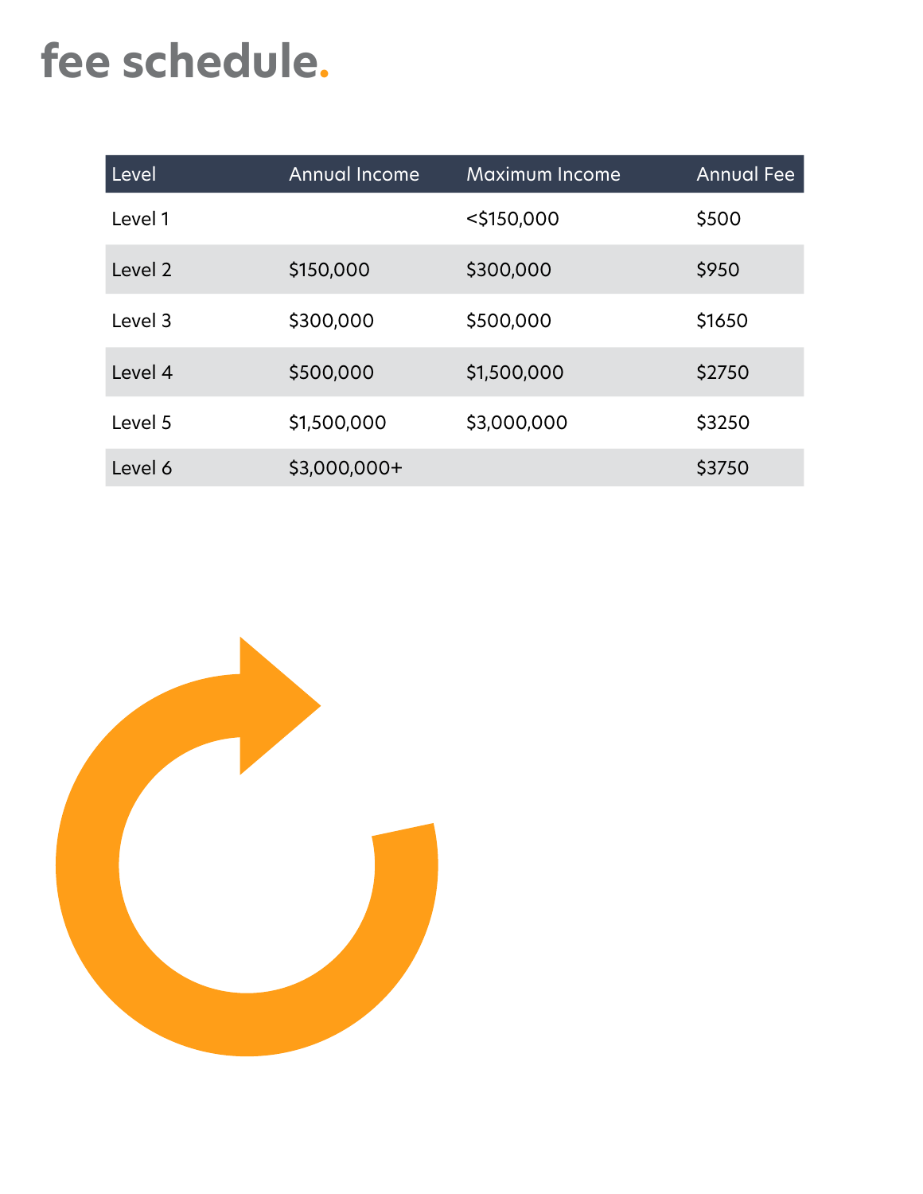# fee schedule.

| Level | Annual Income | Maximum Income | Annual Fee |
|---|---|---|---|
| Level 1 | | <$150,000 | $500 |
| Level 2 | $150,000 | $300,000 | $950 |
| Level 3 | $300,000 | $500,000 | $1650 |
| Level 4 | $500,000 | $1,500,000 | $2750 |
| Level 5 | $1,500,000 | $3,000,000 | $3250 |
| Level 6 | $3,000,000+ | | $3750 |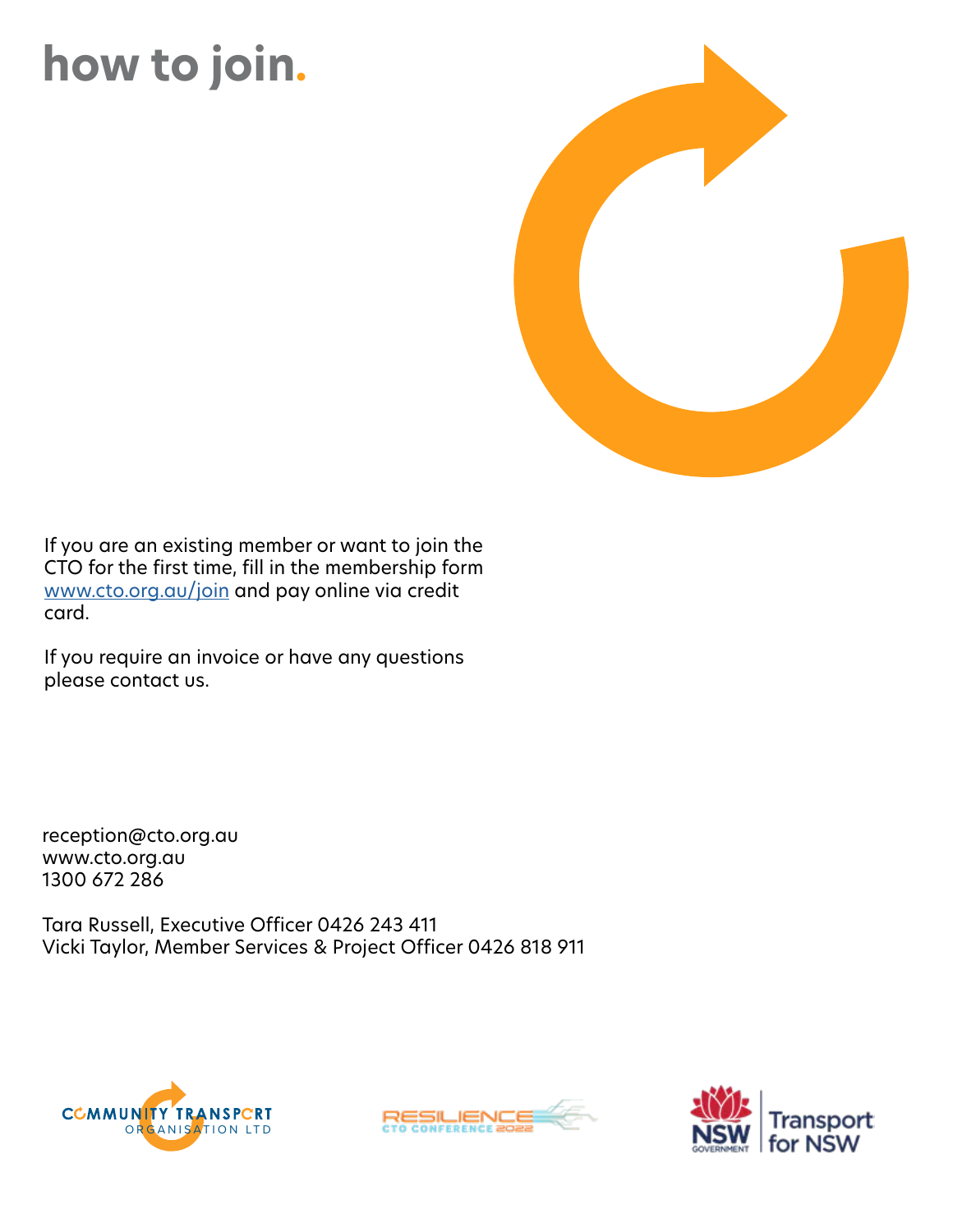# how to join.

If you are an existing member or want to join the CTO for the first time, fill in the membership form www.cto.org.au/join and pay online via credit card.

If you require an invoice or have any questions please contact us.

reception@cto.org.au
www.cto.org.au
1300 672 286

Tara Russell, Executive Officer 0426 243 411
Vicki Taylor, Member Services & Project Officer 0426 818 911